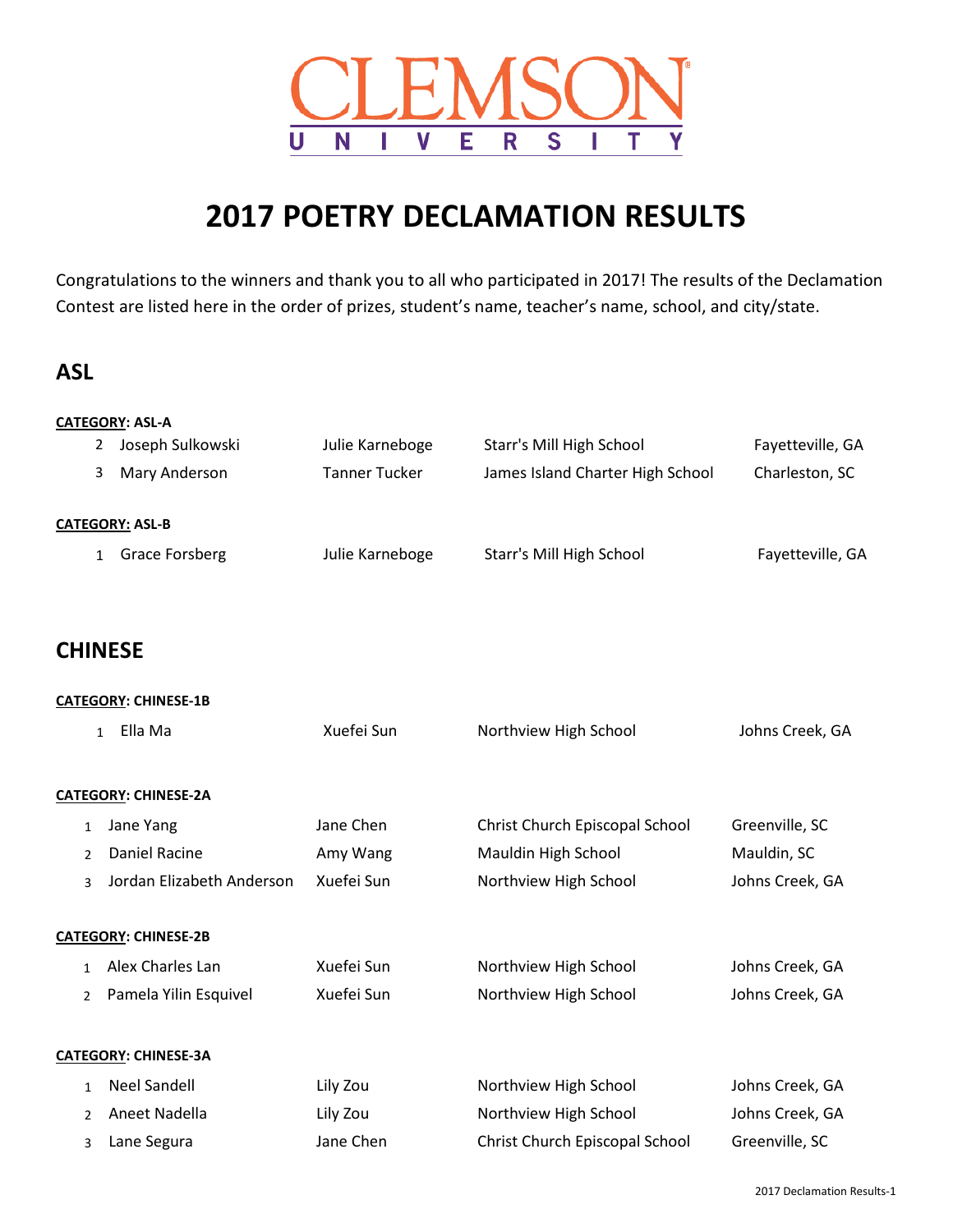CLEMSON UNIVERSITY

# 2017 POETRY DECLAMATION RESULTS

Congratulations to the winners and thank you to all who participated in 2017! The results of the Declamation Contest are listed here in the order of prizes, student's name, teacher's name, school, and city/state.

## ASL

**CATEGORY: ASL-A**

| | | | | |
|---|---|---|---|---|
| 2 | Joseph Sulkowski | Julie Karneboge | Starr's Mill High School | Fayetteville, GA |
| 3 | Mary Anderson | Tanner Tucker | James Island Charter High School | Charleston, SC |

**CATEGORY: ASL-B**

| | | | | |
|---|---|---|---|---|
| 1 | Grace Forsberg | Julie Karneboge | Starr's Mill High School | Fayetteville, GA |

## CHINESE

**CATEGORY: CHINESE-1B**

| | | | | |
|---|---|---|---|---|
| 1 | Ella Ma | Xuefei Sun | Northview High School | Johns Creek, GA |

**CATEGORY: CHINESE-2A**

| | | | | |
|---|---|---|---|---|
| 1 | Jane Yang | Jane Chen | Christ Church Episcopal School | Greenville, SC |
| 2 | Daniel Racine | Amy Wang | Mauldin High School | Mauldin, SC |
| 3 | Jordan Elizabeth Anderson | Xuefei Sun | Northview High School | Johns Creek, GA |

**CATEGORY: CHINESE-2B**

| | | | | |
|---|---|---|---|---|
| 1 | Alex Charles Lan | Xuefei Sun | Northview High School | Johns Creek, GA |
| 2 | Pamela Yilin Esquivel | Xuefei Sun | Northview High School | Johns Creek, GA |

**CATEGORY: CHINESE-3A**

| | | | | |
|---|---|---|---|---|
| 1 | Neel Sandell | Lily Zou | Northview High School | Johns Creek, GA |
| 2 | Aneet Nadella | Lily Zou | Northview High School | Johns Creek, GA |
| 3 | Lane Segura | Jane Chen | Christ Church Episcopal School | Greenville, SC |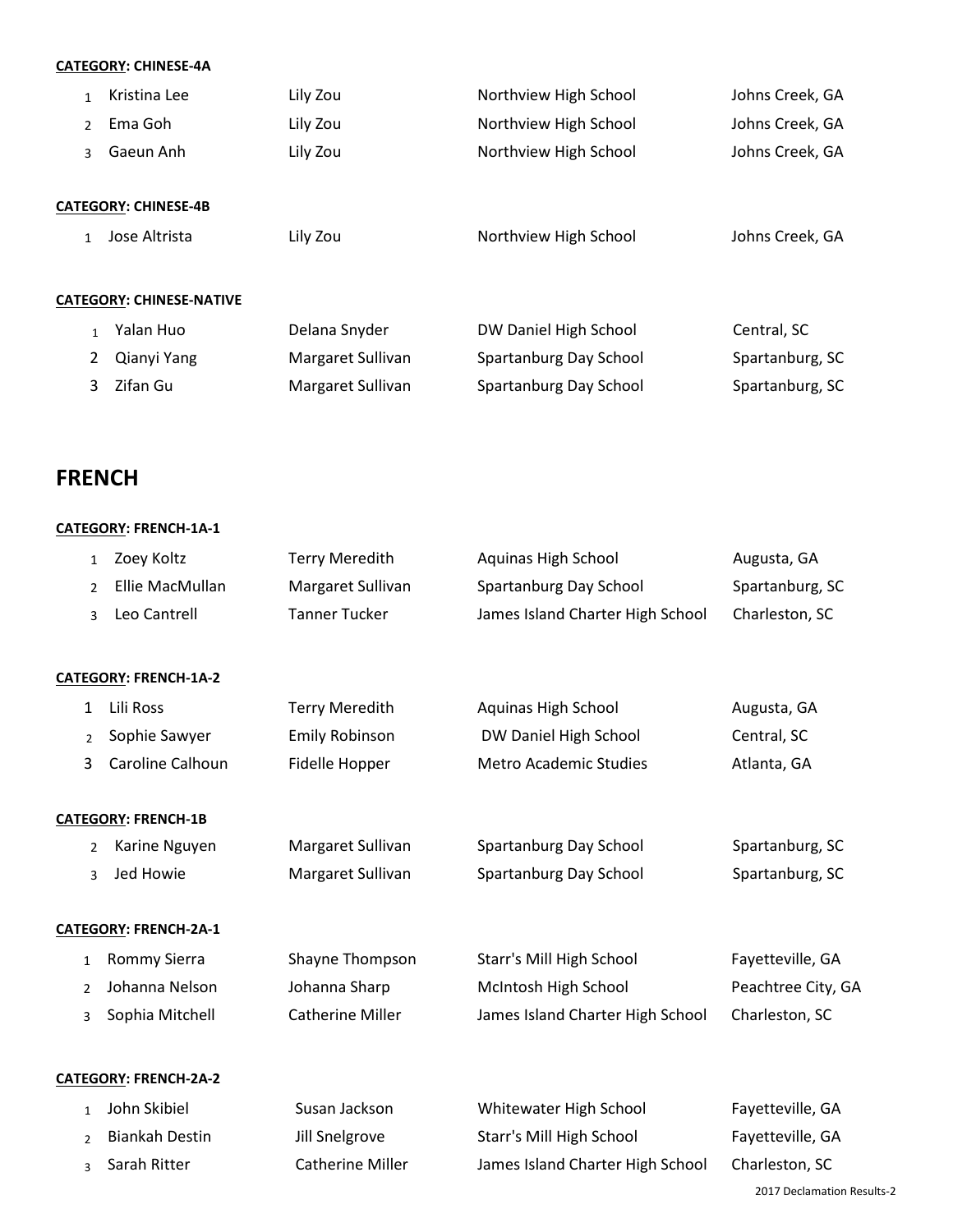**CATEGORY: CHINESE-4A**

| | | | | |
|---|---|---|---|---|
| 1 | Kristina Lee | Lily Zou | Northview High School | Johns Creek, GA |
| 2 | Ema Goh | Lily Zou | Northview High School | Johns Creek, GA |
| 3 | Gaeun Anh | Lily Zou | Northview High School | Johns Creek, GA |

**CATEGORY: CHINESE-4B**

| | | | | |
|---|---|---|---|---|
| 1 | Jose Altrista | Lily Zou | Northview High School | Johns Creek, GA |

**CATEGORY: CHINESE-NATIVE**

| | | | | |
|---|---|---|---|---|
| 1 | Yalan Huo | Delana Snyder | DW Daniel High School | Central, SC |
| 2 | Qianyi Yang | Margaret Sullivan | Spartanburg Day School | Spartanburg, SC |
| 3 | Zifan Gu | Margaret Sullivan | Spartanburg Day School | Spartanburg, SC |

## FRENCH

**CATEGORY: FRENCH-1A-1**

| | | | | |
|---|---|---|---|---|
| 1 | Zoey Koltz | Terry Meredith | Aquinas High School | Augusta, GA |
| 2 | Ellie MacMullan | Margaret Sullivan | Spartanburg Day School | Spartanburg, SC |
| 3 | Leo Cantrell | Tanner Tucker | James Island Charter High School | Charleston, SC |

**CATEGORY: FRENCH-1A-2**

| | | | | |
|---|---|---|---|---|
| 1 | Lili Ross | Terry Meredith | Aquinas High School | Augusta, GA |
| 2 | Sophie Sawyer | Emily Robinson | DW Daniel High School | Central, SC |
| 3 | Caroline Calhoun | Fidelle Hopper | Metro Academic Studies | Atlanta, GA |

**CATEGORY: FRENCH-1B**

| | | | | |
|---|---|---|---|---|
| 2 | Karine Nguyen | Margaret Sullivan | Spartanburg Day School | Spartanburg, SC |
| 3 | Jed Howie | Margaret Sullivan | Spartanburg Day School | Spartanburg, SC |

**CATEGORY: FRENCH-2A-1**

| | | | | |
|---|---|---|---|---|
| 1 | Rommy Sierra | Shayne Thompson | Starr's Mill High School | Fayetteville, GA |
| 2 | Johanna Nelson | Johanna Sharp | McIntosh High School | Peachtree City, GA |
| 3 | Sophia Mitchell | Catherine Miller | James Island Charter High School | Charleston, SC |

**CATEGORY: FRENCH-2A-2**

| | | | | |
|---|---|---|---|---|
| 1 | John Skibiel | Susan Jackson | Whitewater High School | Fayetteville, GA |
| 2 | Biankah Destin | Jill Snelgrove | Starr's Mill High School | Fayetteville, GA |
| 3 | Sarah Ritter | Catherine Miller | James Island Charter High School | Charleston, SC |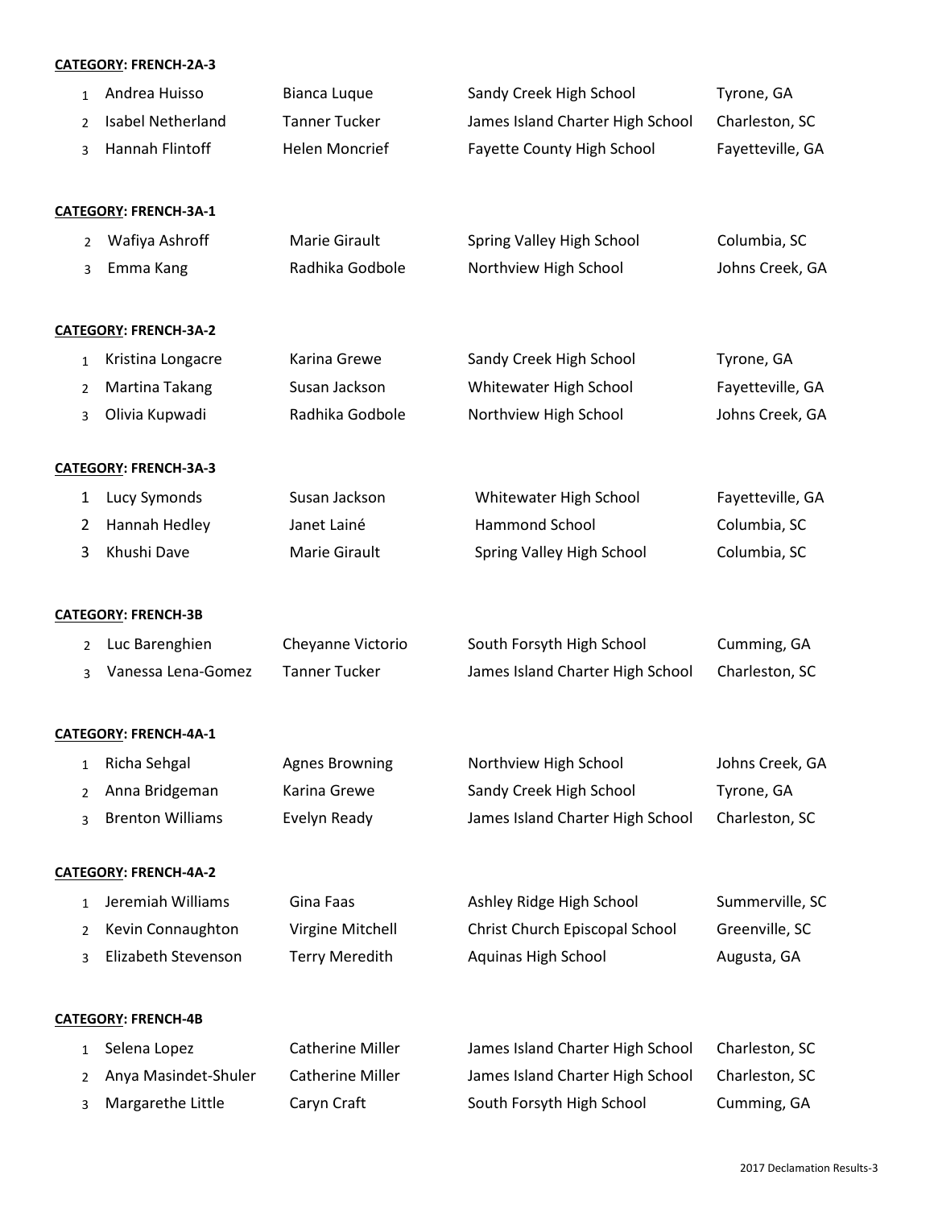**CATEGORY: FRENCH-2A-3**

| | | | | |
|---|---|---|---|---|
| 1 | Andrea Huisso | Bianca Luque | Sandy Creek High School | Tyrone, GA |
| 2 | Isabel Netherland | Tanner Tucker | James Island Charter High School | Charleston, SC |
| 3 | Hannah Flintoff | Helen Moncrief | Fayette County High School | Fayetteville, GA |

**CATEGORY: FRENCH-3A-1**

| | | | | |
|---|---|---|---|---|
| 2 | Wafiya Ashroff | Marie Girault | Spring Valley High School | Columbia, SC |
| 3 | Emma Kang | Radhika Godbole | Northview High School | Johns Creek, GA |

**CATEGORY: FRENCH-3A-2**

| | | | | |
|---|---|---|---|---|
| 1 | Kristina Longacre | Karina Grewe | Sandy Creek High School | Tyrone, GA |
| 2 | Martina Takang | Susan Jackson | Whitewater High School | Fayetteville, GA |
| 3 | Olivia Kupwadi | Radhika Godbole | Northview High School | Johns Creek, GA |

**CATEGORY: FRENCH-3A-3**

| | | | | |
|---|---|---|---|---|
| 1 | Lucy Symonds | Susan Jackson | Whitewater High School | Fayetteville, GA |
| 2 | Hannah Hedley | Janet Lainé | Hammond School | Columbia, SC |
| 3 | Khushi Dave | Marie Girault | Spring Valley High School | Columbia, SC |

**CATEGORY: FRENCH-3B**

| | | | | |
|---|---|---|---|---|
| 2 | Luc Barenghien | Cheyanne Victorio | South Forsyth High School | Cumming, GA |
| 3 | Vanessa Lena-Gomez | Tanner Tucker | James Island Charter High School | Charleston, SC |

**CATEGORY: FRENCH-4A-1**

| | | | | |
|---|---|---|---|---|
| 1 | Richa Sehgal | Agnes Browning | Northview High School | Johns Creek, GA |
| 2 | Anna Bridgeman | Karina Grewe | Sandy Creek High School | Tyrone, GA |
| 3 | Brenton Williams | Evelyn Ready | James Island Charter High School | Charleston, SC |

**CATEGORY: FRENCH-4A-2**

| | | | | |
|---|---|---|---|---|
| 1 | Jeremiah Williams | Gina Faas | Ashley Ridge High School | Summerville, SC |
| 2 | Kevin Connaughton | Virgine Mitchell | Christ Church Episcopal School | Greenville, SC |
| 3 | Elizabeth Stevenson | Terry Meredith | Aquinas High School | Augusta, GA |

**CATEGORY: FRENCH-4B**

| | | | | |
|---|---|---|---|---|
| 1 | Selena Lopez | Catherine Miller | James Island Charter High School | Charleston, SC |
| 2 | Anya Masindet-Shuler | Catherine Miller | James Island Charter High School | Charleston, SC |
| 3 | Margarethe Little | Caryn Craft | South Forsyth High School | Cumming, GA |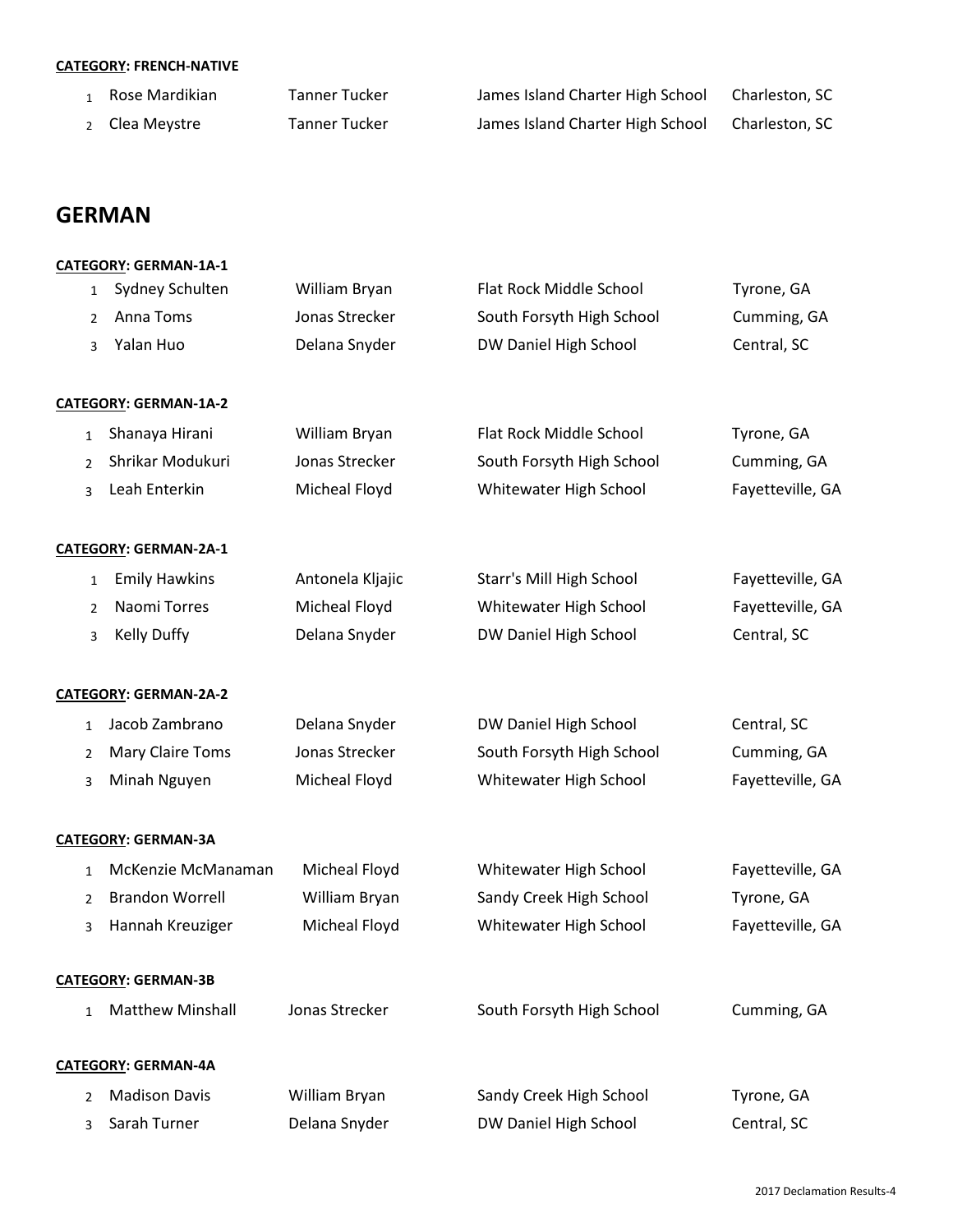**CATEGORY: FRENCH-NATIVE**

| | | | | |
|---|---|---|---|---|
| 1 | Rose Mardikian | Tanner Tucker | James Island Charter High School | Charleston, SC |
| 2 | Clea Meystre | Tanner Tucker | James Island Charter High School | Charleston, SC |

## GERMAN

**CATEGORY: GERMAN-1A-1**

| | | | | |
|---|---|---|---|---|
| 1 | Sydney Schulten | William Bryan | Flat Rock Middle School | Tyrone, GA |
| 2 | Anna Toms | Jonas Strecker | South Forsyth High School | Cumming, GA |
| 3 | Yalan Huo | Delana Snyder | DW Daniel High School | Central, SC |

**CATEGORY: GERMAN-1A-2**

| | | | | |
|---|---|---|---|---|
| 1 | Shanaya Hirani | William Bryan | Flat Rock Middle School | Tyrone, GA |
| 2 | Shrikar Modukuri | Jonas Strecker | South Forsyth High School | Cumming, GA |
| 3 | Leah Enterkin | Micheal Floyd | Whitewater High School | Fayetteville, GA |

**CATEGORY: GERMAN-2A-1**

| | | | | |
|---|---|---|---|---|
| 1 | Emily Hawkins | Antonela Kljajic | Starr's Mill High School | Fayetteville, GA |
| 2 | Naomi Torres | Micheal Floyd | Whitewater High School | Fayetteville, GA |
| 3 | Kelly Duffy | Delana Snyder | DW Daniel High School | Central, SC |

**CATEGORY: GERMAN-2A-2**

| | | | | |
|---|---|---|---|---|
| 1 | Jacob Zambrano | Delana Snyder | DW Daniel High School | Central, SC |
| 2 | Mary Claire Toms | Jonas Strecker | South Forsyth High School | Cumming, GA |
| 3 | Minah Nguyen | Micheal Floyd | Whitewater High School | Fayetteville, GA |

**CATEGORY: GERMAN-3A**

| | | | | |
|---|---|---|---|---|
| 1 | McKenzie McManaman | Micheal Floyd | Whitewater High School | Fayetteville, GA |
| 2 | Brandon Worrell | William Bryan | Sandy Creek High School | Tyrone, GA |
| 3 | Hannah Kreuziger | Micheal Floyd | Whitewater High School | Fayetteville, GA |

**CATEGORY: GERMAN-3B**

| | | | | |
|---|---|---|---|---|
| 1 | Matthew Minshall | Jonas Strecker | South Forsyth High School | Cumming, GA |

**CATEGORY: GERMAN-4A**

| | | | | |
|---|---|---|---|---|
| 2 | Madison Davis | William Bryan | Sandy Creek High School | Tyrone, GA |
| 3 | Sarah Turner | Delana Snyder | DW Daniel High School | Central, SC |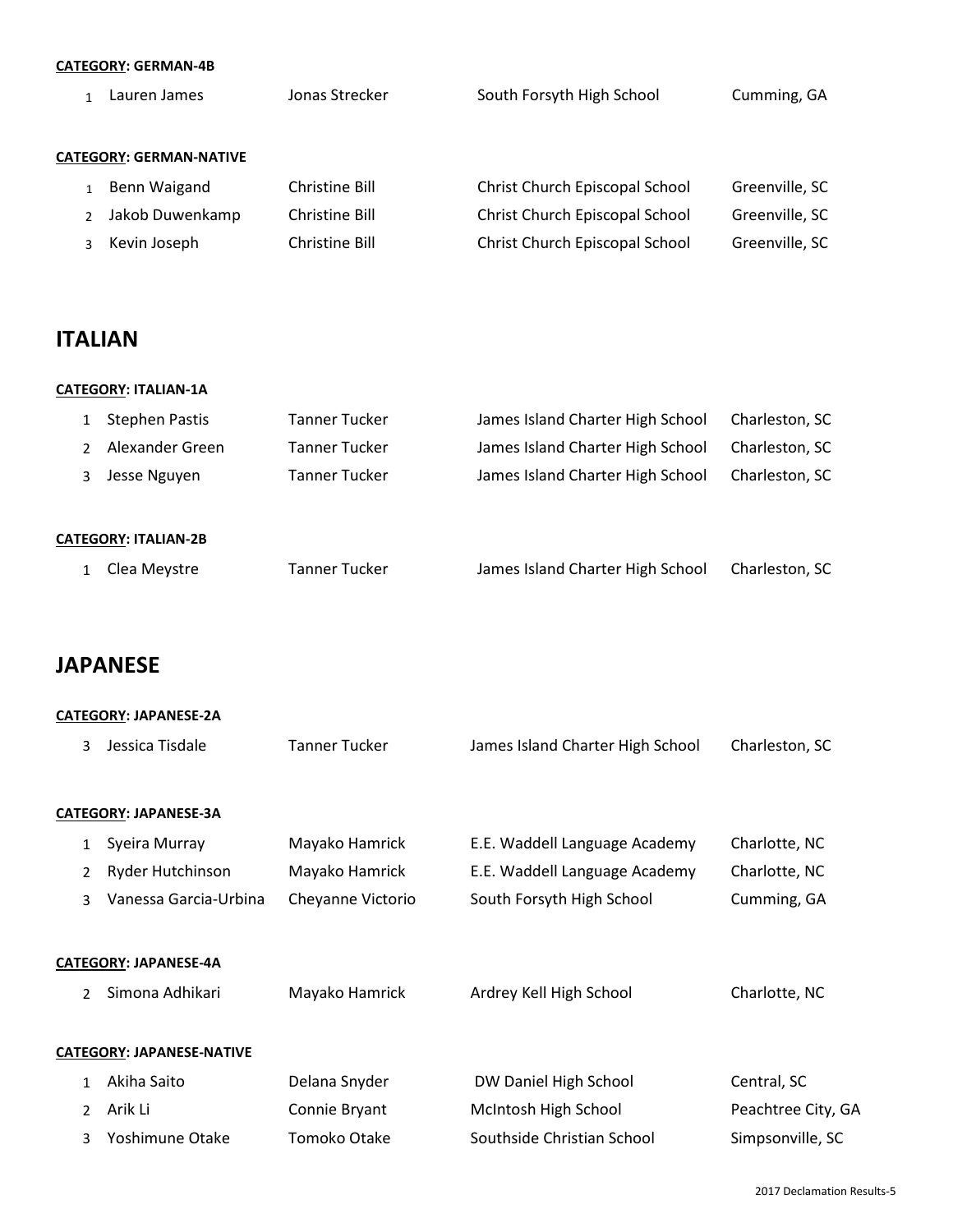**CATEGORY: GERMAN-4B**

| | | | | |
|---|---|---|---|---|
| 1 | Lauren James | Jonas Strecker | South Forsyth High School | Cumming, GA |

**CATEGORY: GERMAN-NATIVE**

| | | | | |
|---|---|---|---|---|
| 1 | Benn Waigand | Christine Bill | Christ Church Episcopal School | Greenville, SC |
| 2 | Jakob Duwenkamp | Christine Bill | Christ Church Episcopal School | Greenville, SC |
| 3 | Kevin Joseph | Christine Bill | Christ Church Episcopal School | Greenville, SC |

## ITALIAN

**CATEGORY: ITALIAN-1A**

| | | | | |
|---|---|---|---|---|
| 1 | Stephen Pastis | Tanner Tucker | James Island Charter High School | Charleston, SC |
| 2 | Alexander Green | Tanner Tucker | James Island Charter High School | Charleston, SC |
| 3 | Jesse Nguyen | Tanner Tucker | James Island Charter High School | Charleston, SC |

**CATEGORY: ITALIAN-2B**

| | | | | |
|---|---|---|---|---|
| 1 | Clea Meystre | Tanner Tucker | James Island Charter High School | Charleston, SC |

## JAPANESE

**CATEGORY: JAPANESE-2A**

| | | | | |
|---|---|---|---|---|
| 3 | Jessica Tisdale | Tanner Tucker | James Island Charter High School | Charleston, SC |

**CATEGORY: JAPANESE-3A**

| | | | | |
|---|---|---|---|---|
| 1 | Syeira Murray | Mayako Hamrick | E.E. Waddell Language Academy | Charlotte, NC |
| 2 | Ryder Hutchinson | Mayako Hamrick | E.E. Waddell Language Academy | Charlotte, NC |
| 3 | Vanessa Garcia-Urbina | Cheyanne Victorio | South Forsyth High School | Cumming, GA |

**CATEGORY: JAPANESE-4A**

| | | | | |
|---|---|---|---|---|
| 2 | Simona Adhikari | Mayako Hamrick | Ardrey Kell High School | Charlotte, NC |

**CATEGORY: JAPANESE-NATIVE**

| | | | | |
|---|---|---|---|---|
| 1 | Akiha Saito | Delana Snyder | DW Daniel High School | Central, SC |
| 2 | Arik Li | Connie Bryant | McIntosh High School | Peachtree City, GA |
| 3 | Yoshimune Otake | Tomoko Otake | Southside Christian School | Simpsonville, SC |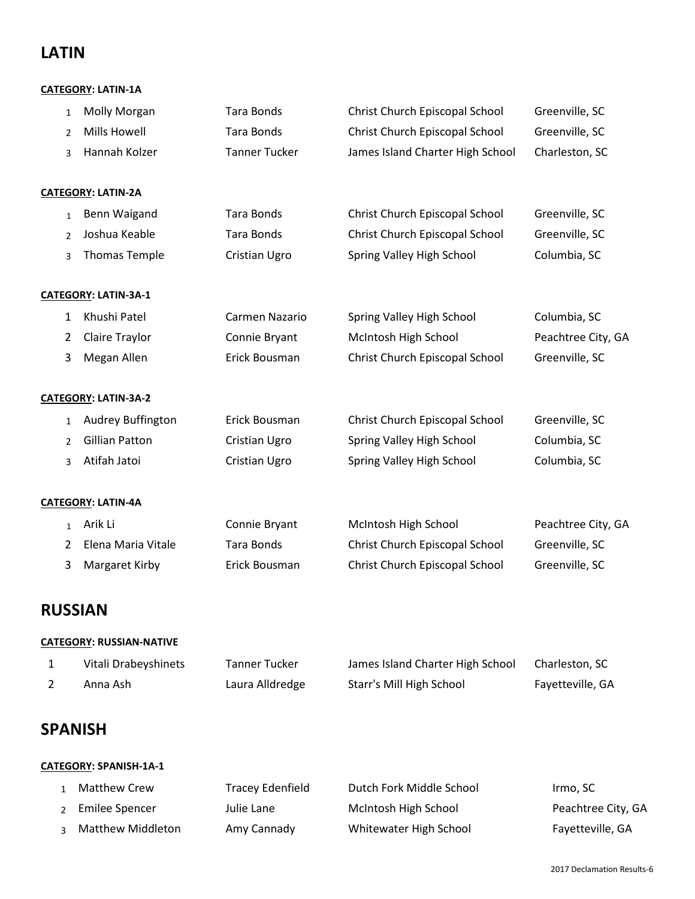## LATIN

**CATEGORY: LATIN-1A**

| | | | | |
|---|---|---|---|---|
| 1 | Molly Morgan | Tara Bonds | Christ Church Episcopal School | Greenville, SC |
| 2 | Mills Howell | Tara Bonds | Christ Church Episcopal School | Greenville, SC |
| 3 | Hannah Kolzer | Tanner Tucker | James Island Charter High School | Charleston, SC |

**CATEGORY: LATIN-2A**

| | | | | |
|---|---|---|---|---|
| 1 | Benn Waigand | Tara Bonds | Christ Church Episcopal School | Greenville, SC |
| 2 | Joshua Keable | Tara Bonds | Christ Church Episcopal School | Greenville, SC |
| 3 | Thomas Temple | Cristian Ugro | Spring Valley High School | Columbia, SC |

**CATEGORY: LATIN-3A-1**

| | | | | |
|---|---|---|---|---|
| 1 | Khushi Patel | Carmen Nazario | Spring Valley High School | Columbia, SC |
| 2 | Claire Traylor | Connie Bryant | McIntosh High School | Peachtree City, GA |
| 3 | Megan Allen | Erick Bousman | Christ Church Episcopal School | Greenville, SC |

**CATEGORY: LATIN-3A-2**

| | | | | |
|---|---|---|---|---|
| 1 | Audrey Buffington | Erick Bousman | Christ Church Episcopal School | Greenville, SC |
| 2 | Gillian Patton | Cristian Ugro | Spring Valley High School | Columbia, SC |
| 3 | Atifah Jatoi | Cristian Ugro | Spring Valley High School | Columbia, SC |

**CATEGORY: LATIN-4A**

| | | | | |
|---|---|---|---|---|
| 1 | Arik Li | Connie Bryant | McIntosh High School | Peachtree City, GA |
| 2 | Elena Maria Vitale | Tara Bonds | Christ Church Episcopal School | Greenville, SC |
| 3 | Margaret Kirby | Erick Bousman | Christ Church Episcopal School | Greenville, SC |

## RUSSIAN

**CATEGORY: RUSSIAN-NATIVE**

| | | | | |
|---|---|---|---|---|
| 1 | Vitali Drabeyshinets | Tanner Tucker | James Island Charter High School | Charleston, SC |
| 2 | Anna Ash | Laura Alldredge | Starr's Mill High School | Fayetteville, GA |

## SPANISH

**CATEGORY: SPANISH-1A-1**

| | | | | |
|---|---|---|---|---|
| 1 | Matthew Crew | Tracey Edenfield | Dutch Fork Middle School | Irmo, SC |
| 2 | Emilee Spencer | Julie Lane | McIntosh High School | Peachtree City, GA |
| 3 | Matthew Middleton | Amy Cannady | Whitewater High School | Fayetteville, GA |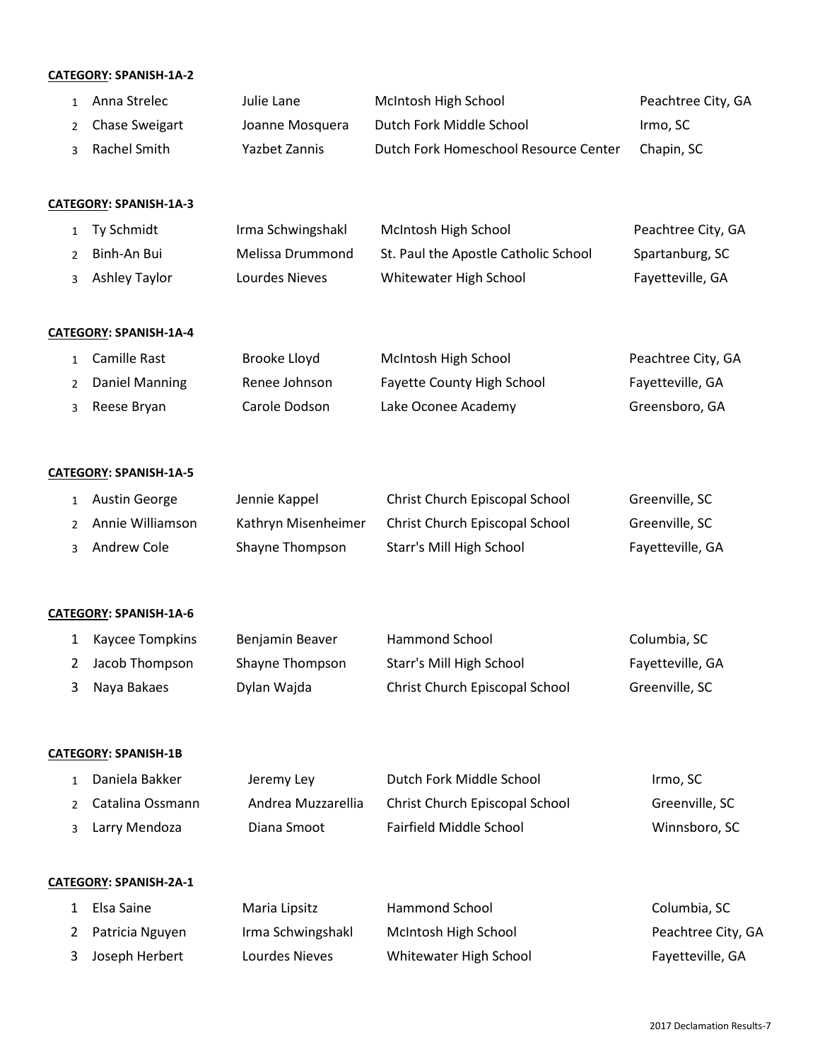**CATEGORY: SPANISH-1A-2**

| | | | | |
|---|---|---|---|---|
| 1 | Anna Strelec | Julie Lane | McIntosh High School | Peachtree City, GA |
| 2 | Chase Sweigart | Joanne Mosquera | Dutch Fork Middle School | Irmo, SC |
| 3 | Rachel Smith | Yazbet Zannis | Dutch Fork Homeschool Resource Center | Chapin, SC |

**CATEGORY: SPANISH-1A-3**

| | | | | |
|---|---|---|---|---|
| 1 | Ty Schmidt | Irma Schwingshakl | McIntosh High School | Peachtree City, GA |
| 2 | Binh-An Bui | Melissa Drummond | St. Paul the Apostle Catholic School | Spartanburg, SC |
| 3 | Ashley Taylor | Lourdes Nieves | Whitewater High School | Fayetteville, GA |

**CATEGORY: SPANISH-1A-4**

| | | | | |
|---|---|---|---|---|
| 1 | Camille Rast | Brooke Lloyd | McIntosh High School | Peachtree City, GA |
| 2 | Daniel Manning | Renee Johnson | Fayette County High School | Fayetteville, GA |
| 3 | Reese Bryan | Carole Dodson | Lake Oconee Academy | Greensboro, GA |

**CATEGORY: SPANISH-1A-5**

| | | | | |
|---|---|---|---|---|
| 1 | Austin George | Jennie Kappel | Christ Church Episcopal School | Greenville, SC |
| 2 | Annie Williamson | Kathryn Misenheimer | Christ Church Episcopal School | Greenville, SC |
| 3 | Andrew Cole | Shayne Thompson | Starr's Mill High School | Fayetteville, GA |

**CATEGORY: SPANISH-1A-6**

| | | | | |
|---|---|---|---|---|
| 1 | Kaycee Tompkins | Benjamin Beaver | Hammond School | Columbia, SC |
| 2 | Jacob Thompson | Shayne Thompson | Starr's Mill High School | Fayetteville, GA |
| 3 | Naya Bakaes | Dylan Wajda | Christ Church Episcopal School | Greenville, SC |

**CATEGORY: SPANISH-1B**

| | | | | |
|---|---|---|---|---|
| 1 | Daniela Bakker | Jeremy Ley | Dutch Fork Middle School | Irmo, SC |
| 2 | Catalina Ossmann | Andrea Muzzarellia | Christ Church Episcopal School | Greenville, SC |
| 3 | Larry Mendoza | Diana Smoot | Fairfield Middle School | Winnsboro, SC |

**CATEGORY: SPANISH-2A-1**

| | | | | |
|---|---|---|---|---|
| 1 | Elsa Saine | Maria Lipsitz | Hammond School | Columbia, SC |
| 2 | Patricia Nguyen | Irma Schwingshakl | McIntosh High School | Peachtree City, GA |
| 3 | Joseph Herbert | Lourdes Nieves | Whitewater High School | Fayetteville, GA |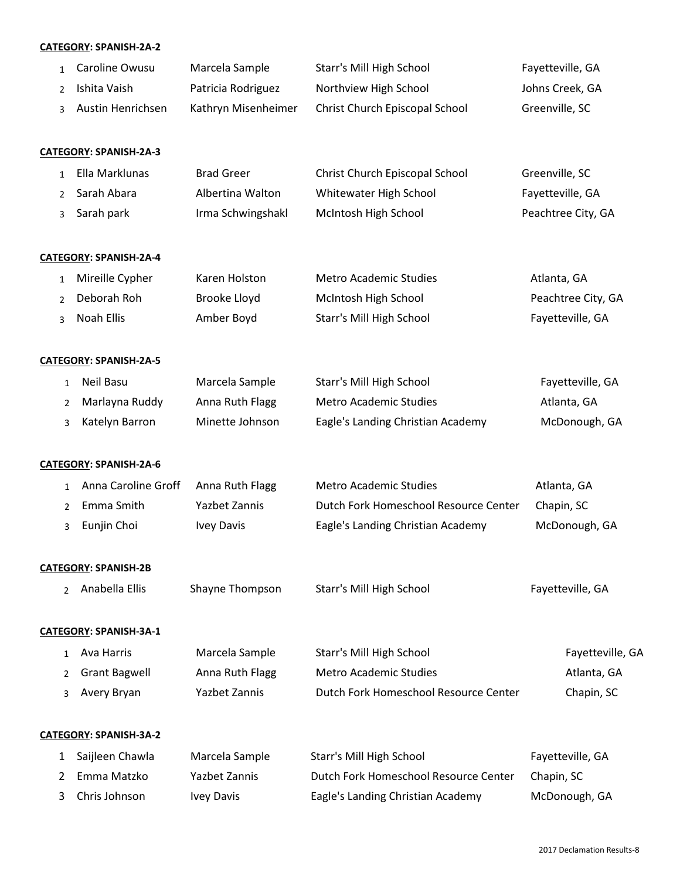**CATEGORY: SPANISH-2A-2**

| | | | | |
|---|---|---|---|---|
| 1 | Caroline Owusu | Marcela Sample | Starr's Mill High School | Fayetteville, GA |
| 2 | Ishita Vaish | Patricia Rodriguez | Northview High School | Johns Creek, GA |
| 3 | Austin Henrichsen | Kathryn Misenheimer | Christ Church Episcopal School | Greenville, SC |

**CATEGORY: SPANISH-2A-3**

| | | | | |
|---|---|---|---|---|
| 1 | Ella Marklunas | Brad Greer | Christ Church Episcopal School | Greenville, SC |
| 2 | Sarah Abara | Albertina Walton | Whitewater High School | Fayetteville, GA |
| 3 | Sarah park | Irma Schwingshakl | McIntosh High School | Peachtree City, GA |

**CATEGORY: SPANISH-2A-4**

| | | | | |
|---|---|---|---|---|
| 1 | Mireille Cypher | Karen Holston | Metro Academic Studies | Atlanta, GA |
| 2 | Deborah Roh | Brooke Lloyd | McIntosh High School | Peachtree City, GA |
| 3 | Noah Ellis | Amber Boyd | Starr's Mill High School | Fayetteville, GA |

**CATEGORY: SPANISH-2A-5**

| | | | | |
|---|---|---|---|---|
| 1 | Neil Basu | Marcela Sample | Starr's Mill High School | Fayetteville, GA |
| 2 | Marlayna Ruddy | Anna Ruth Flagg | Metro Academic Studies | Atlanta, GA |
| 3 | Katelyn Barron | Minette Johnson | Eagle's Landing Christian Academy | McDonough, GA |

**CATEGORY: SPANISH-2A-6**

| | | | | |
|---|---|---|---|---|
| 1 | Anna Caroline Groff | Anna Ruth Flagg | Metro Academic Studies | Atlanta, GA |
| 2 | Emma Smith | Yazbet Zannis | Dutch Fork Homeschool Resource Center | Chapin, SC |
| 3 | Eunjin Choi | Ivey Davis | Eagle's Landing Christian Academy | McDonough, GA |

**CATEGORY: SPANISH-2B**

| | | | | |
|---|---|---|---|---|
| 2 | Anabella Ellis | Shayne Thompson | Starr's Mill High School | Fayetteville, GA |

**CATEGORY: SPANISH-3A-1**

| | | | | |
|---|---|---|---|---|
| 1 | Ava Harris | Marcela Sample | Starr's Mill High School | Fayetteville, GA |
| 2 | Grant Bagwell | Anna Ruth Flagg | Metro Academic Studies | Atlanta, GA |
| 3 | Avery Bryan | Yazbet Zannis | Dutch Fork Homeschool Resource Center | Chapin, SC |

**CATEGORY: SPANISH-3A-2**

| | | | | |
|---|---|---|---|---|
| 1 | Saijleen Chawla | Marcela Sample | Starr's Mill High School | Fayetteville, GA |
| 2 | Emma Matzko | Yazbet Zannis | Dutch Fork Homeschool Resource Center | Chapin, SC |
| 3 | Chris Johnson | Ivey Davis | Eagle's Landing Christian Academy | McDonough, GA |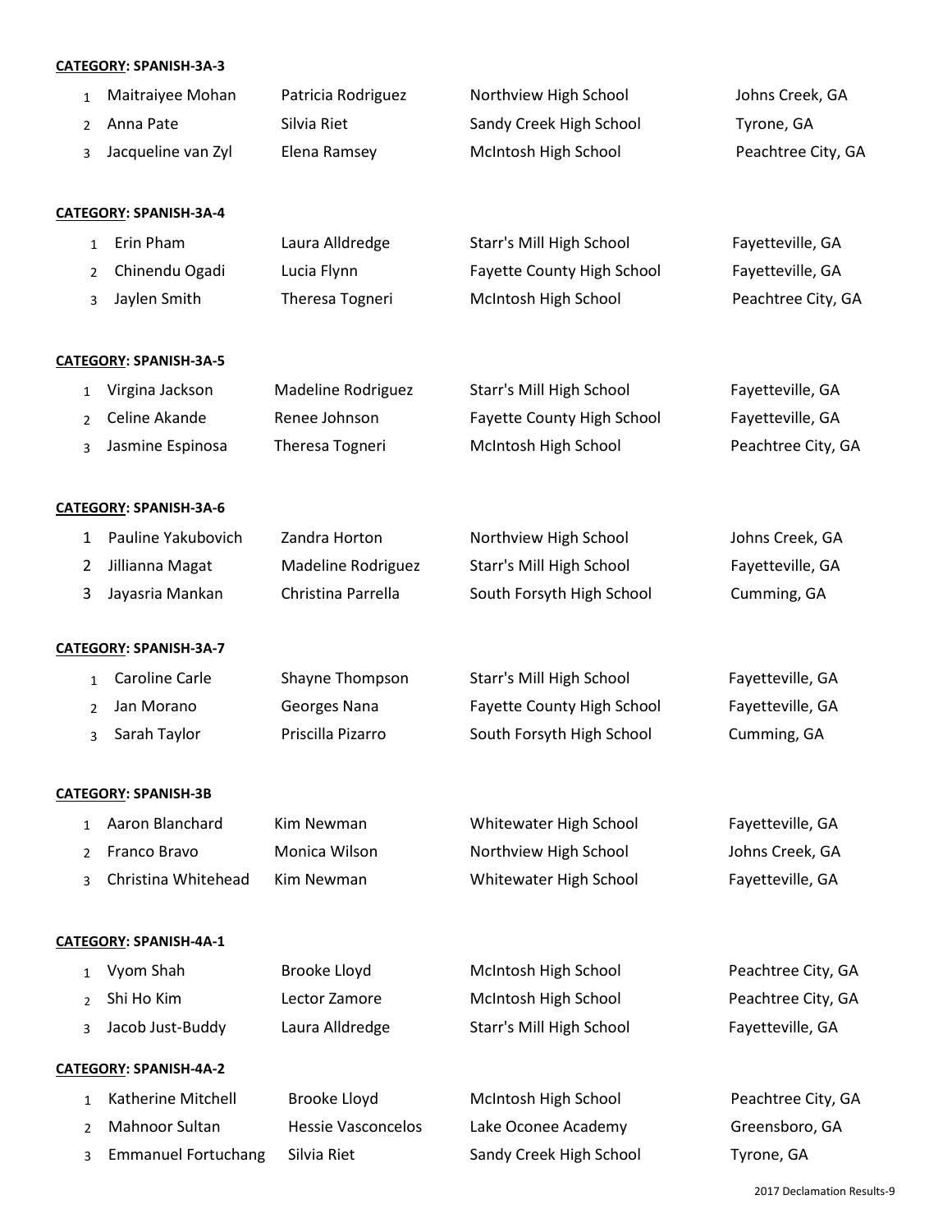**CATEGORY: SPANISH-3A-3**

| | | | | |
|---|---|---|---|---|
| 1 | Maitraiyee Mohan | Patricia Rodriguez | Northview High School | Johns Creek, GA |
| 2 | Anna Pate | Silvia Riet | Sandy Creek High School | Tyrone, GA |
| 3 | Jacqueline van Zyl | Elena Ramsey | McIntosh High School | Peachtree City, GA |

**CATEGORY: SPANISH-3A-4**

| | | | | |
|---|---|---|---|---|
| 1 | Erin Pham | Laura Alldredge | Starr's Mill High School | Fayetteville, GA |
| 2 | Chinendu Ogadi | Lucia Flynn | Fayette County High School | Fayetteville, GA |
| 3 | Jaylen Smith | Theresa Togneri | McIntosh High School | Peachtree City, GA |

**CATEGORY: SPANISH-3A-5**

| | | | | |
|---|---|---|---|---|
| 1 | Virgina Jackson | Madeline Rodriguez | Starr's Mill High School | Fayetteville, GA |
| 2 | Celine Akande | Renee Johnson | Fayette County High School | Fayetteville, GA |
| 3 | Jasmine Espinosa | Theresa Togneri | McIntosh High School | Peachtree City, GA |

**CATEGORY: SPANISH-3A-6**

| | | | | |
|---|---|---|---|---|
| 1 | Pauline Yakubovich | Zandra Horton | Northview High School | Johns Creek, GA |
| 2 | Jillianna Magat | Madeline Rodriguez | Starr's Mill High School | Fayetteville, GA |
| 3 | Jayasria Mankan | Christina Parrella | South Forsyth High School | Cumming, GA |

**CATEGORY: SPANISH-3A-7**

| | | | | |
|---|---|---|---|---|
| 1 | Caroline Carle | Shayne Thompson | Starr's Mill High School | Fayetteville, GA |
| 2 | Jan Morano | Georges Nana | Fayette County High School | Fayetteville, GA |
| 3 | Sarah Taylor | Priscilla Pizarro | South Forsyth High School | Cumming, GA |

**CATEGORY: SPANISH-3B**

| | | | | |
|---|---|---|---|---|
| 1 | Aaron Blanchard | Kim Newman | Whitewater High School | Fayetteville, GA |
| 2 | Franco Bravo | Monica Wilson | Northview High School | Johns Creek, GA |
| 3 | Christina Whitehead | Kim Newman | Whitewater High School | Fayetteville, GA |

**CATEGORY: SPANISH-4A-1**

| | | | | |
|---|---|---|---|---|
| 1 | Vyom Shah | Brooke Lloyd | McIntosh High School | Peachtree City, GA |
| 2 | Shi Ho Kim | Lector Zamore | McIntosh High School | Peachtree City, GA |
| 3 | Jacob Just-Buddy | Laura Alldredge | Starr's Mill High School | Fayetteville, GA |

**CATEGORY: SPANISH-4A-2**

| | | | | |
|---|---|---|---|---|
| 1 | Katherine Mitchell | Brooke Lloyd | McIntosh High School | Peachtree City, GA |
| 2 | Mahnoor Sultan | Hessie Vasconcelos | Lake Oconee Academy | Greensboro, GA |
| 3 | Emmanuel Fortuchang | Silvia Riet | Sandy Creek High School | Tyrone, GA |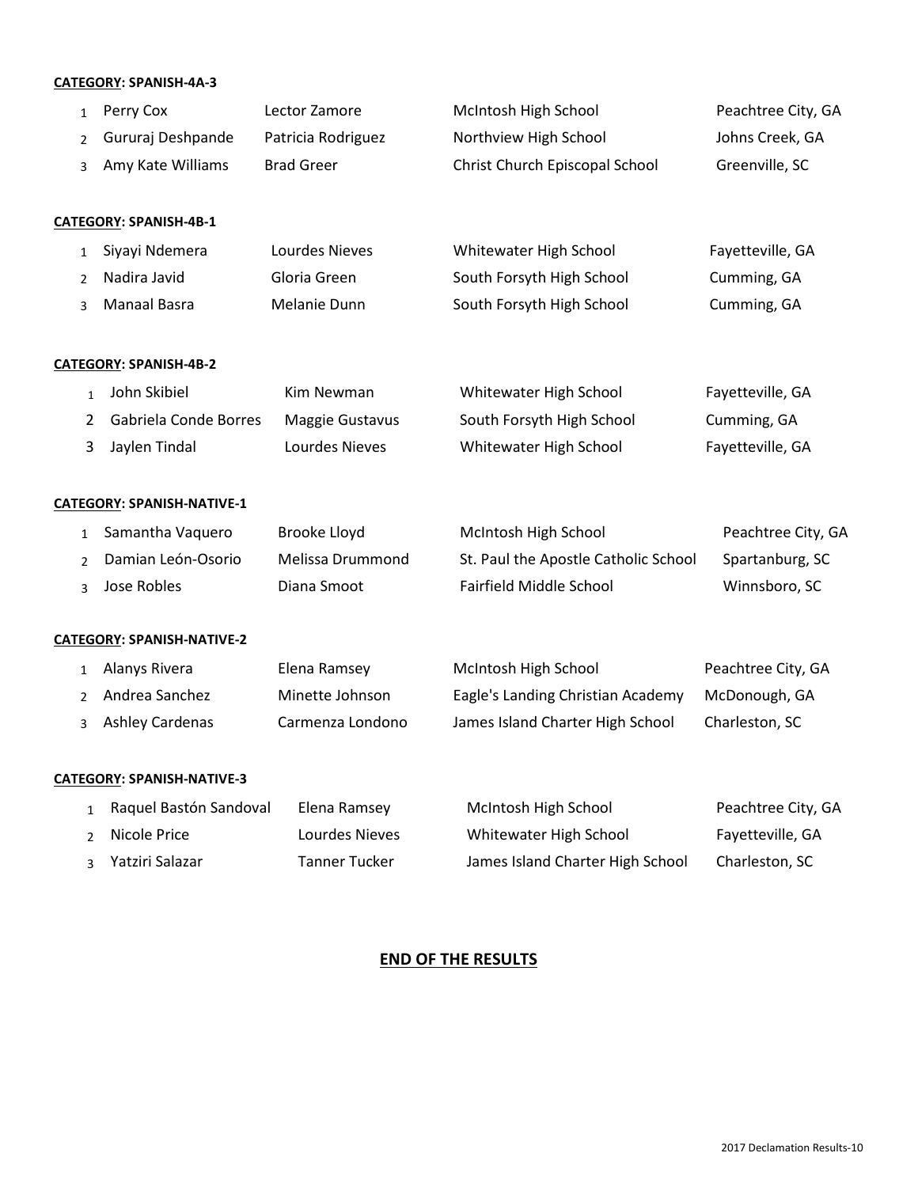**CATEGORY: SPANISH-4A-3**

| | | | | |
|---|---|---|---|---|
| 1 | Perry Cox | Lector Zamore | McIntosh High School | Peachtree City, GA |
| 2 | Gururaj Deshpande | Patricia Rodriguez | Northview High School | Johns Creek, GA |
| 3 | Amy Kate Williams | Brad Greer | Christ Church Episcopal School | Greenville, SC |

**CATEGORY: SPANISH-4B-1**

| | | | | |
|---|---|---|---|---|
| 1 | Siyayi Ndemera | Lourdes Nieves | Whitewater High School | Fayetteville, GA |
| 2 | Nadira Javid | Gloria Green | South Forsyth High School | Cumming, GA |
| 3 | Manaal Basra | Melanie Dunn | South Forsyth High School | Cumming, GA |

**CATEGORY: SPANISH-4B-2**

| | | | | |
|---|---|---|---|---|
| 1 | John Skibiel | Kim Newman | Whitewater High School | Fayetteville, GA |
| 2 | Gabriela Conde Borres | Maggie Gustavus | South Forsyth High School | Cumming, GA |
| 3 | Jaylen Tindal | Lourdes Nieves | Whitewater High School | Fayetteville, GA |

**CATEGORY: SPANISH-NATIVE-1**

| | | | | |
|---|---|---|---|---|
| 1 | Samantha Vaquero | Brooke Lloyd | McIntosh High School | Peachtree City, GA |
| 2 | Damian León-Osorio | Melissa Drummond | St. Paul the Apostle Catholic School | Spartanburg, SC |
| 3 | Jose Robles | Diana Smoot | Fairfield Middle School | Winnsboro, SC |

**CATEGORY: SPANISH-NATIVE-2**

| | | | | |
|---|---|---|---|---|
| 1 | Alanys Rivera | Elena Ramsey | McIntosh High School | Peachtree City, GA |
| 2 | Andrea Sanchez | Minette Johnson | Eagle's Landing Christian Academy | McDonough, GA |
| 3 | Ashley Cardenas | Carmenza Londono | James Island Charter High School | Charleston, SC |

**CATEGORY: SPANISH-NATIVE-3**

| | | | | |
|---|---|---|---|---|
| 1 | Raquel Bastón Sandoval | Elena Ramsey | McIntosh High School | Peachtree City, GA |
| 2 | Nicole Price | Lourdes Nieves | Whitewater High School | Fayetteville, GA |
| 3 | Yatziri Salazar | Tanner Tucker | James Island Charter High School | Charleston, SC |

**END OF THE RESULTS**